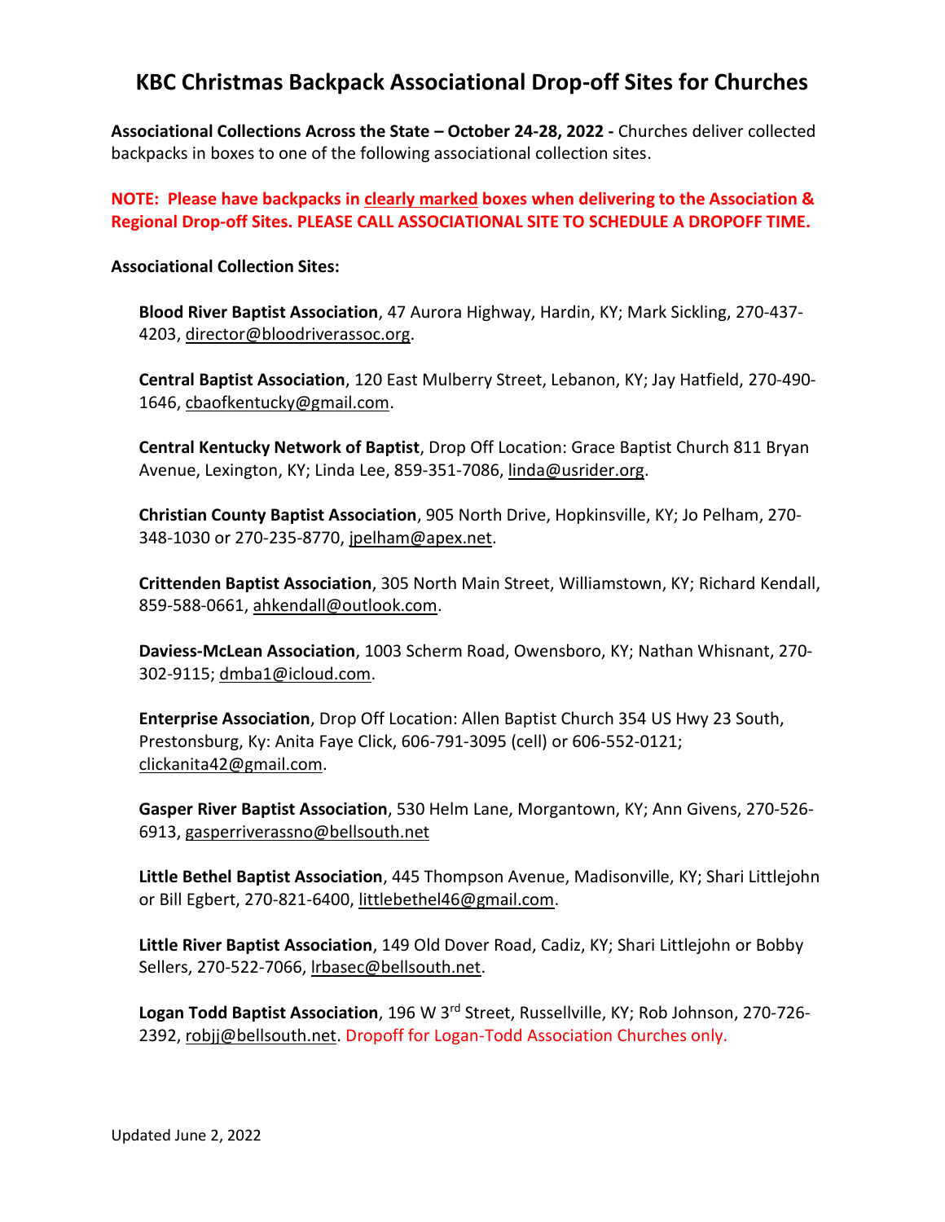# KBC Christmas Backpack Associational Drop-off Sites for Churches

**Associational Collections Across the State – October 24-28, 2022 -** Churches deliver collected backpacks in boxes to one of the following associational collection sites.

**NOTE: Please have backpacks in clearly marked boxes when delivering to the Association & Regional Drop-off Sites. PLEASE CALL ASSOCIATIONAL SITE TO SCHEDULE A DROPOFF TIME.**

**Associational Collection Sites:**

**Blood River Baptist Association**, 47 Aurora Highway, Hardin, KY; Mark Sickling, 270-437-4203, director@bloodriverassoc.org.

**Central Baptist Association**, 120 East Mulberry Street, Lebanon, KY; Jay Hatfield, 270-490-1646, cbaofkentucky@gmail.com.

**Central Kentucky Network of Baptist**, Drop Off Location: Grace Baptist Church 811 Bryan Avenue, Lexington, KY; Linda Lee, 859-351-7086, linda@usrider.org.

**Christian County Baptist Association**, 905 North Drive, Hopkinsville, KY; Jo Pelham, 270-348-1030 or 270-235-8770, jpelham@apex.net.

**Crittenden Baptist Association**, 305 North Main Street, Williamstown, KY; Richard Kendall, 859-588-0661, ahkendall@outlook.com.

**Daviess-McLean Association**, 1003 Scherm Road, Owensboro, KY; Nathan Whisnant, 270-302-9115; dmba1@icloud.com.

**Enterprise Association**, Drop Off Location: Allen Baptist Church 354 US Hwy 23 South, Prestonsburg, Ky: Anita Faye Click, 606-791-3095 (cell) or 606-552-0121; clickanita42@gmail.com.

**Gasper River Baptist Association**, 530 Helm Lane, Morgantown, KY; Ann Givens, 270-526-6913, gasperriverassno@bellsouth.net

**Little Bethel Baptist Association**, 445 Thompson Avenue, Madisonville, KY; Shari Littlejohn or Bill Egbert, 270-821-6400, littlebethel46@gmail.com.

**Little River Baptist Association**, 149 Old Dover Road, Cadiz, KY; Shari Littlejohn or Bobby Sellers, 270-522-7066, lrbasec@bellsouth.net.

**Logan Todd Baptist Association**, 196 W 3rd Street, Russellville, KY; Rob Johnson, 270-726-2392, robjj@bellsouth.net. Dropoff for Logan-Todd Association Churches only.

Updated June 2, 2022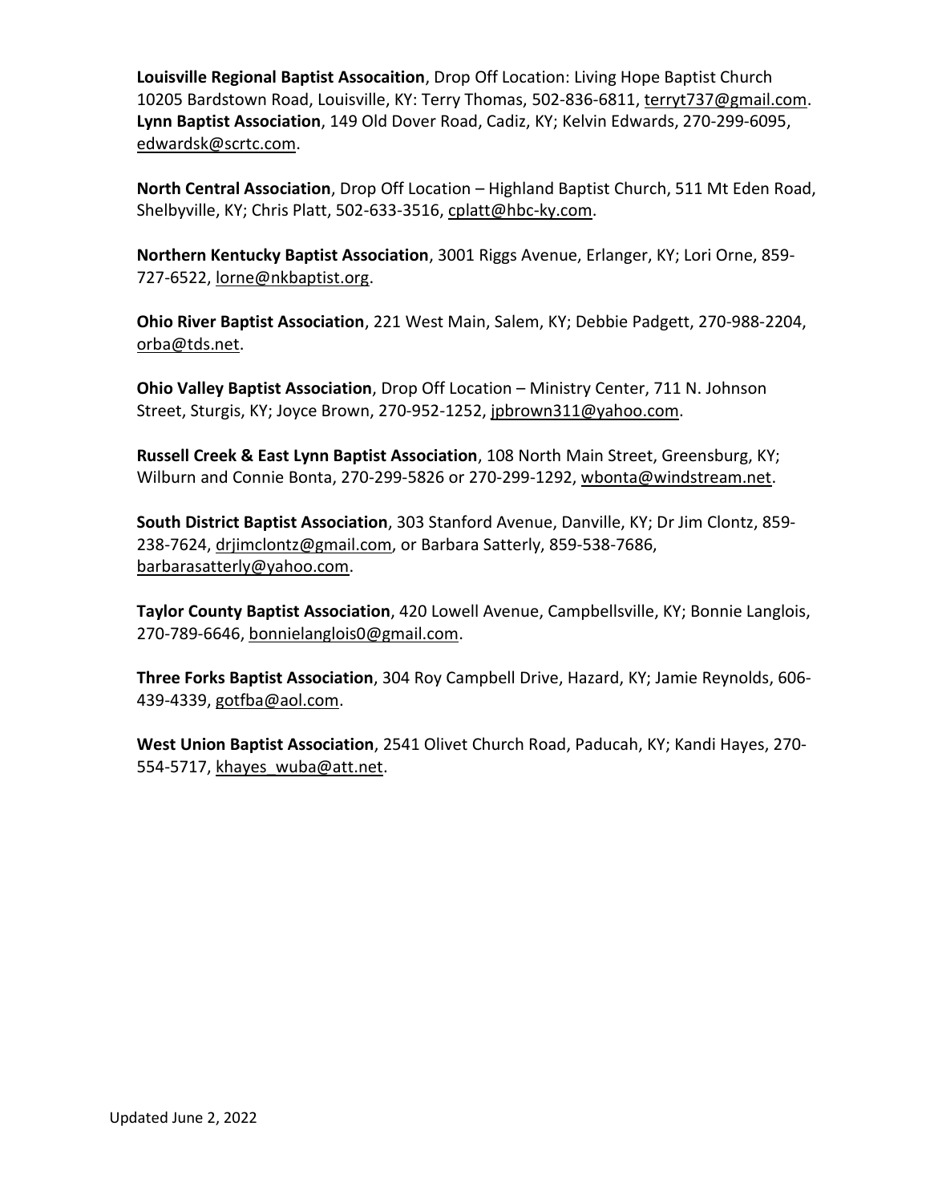**Louisville Regional Baptist Assocaition**, Drop Off Location: Living Hope Baptist Church 10205 Bardstown Road, Louisville, KY: Terry Thomas, 502-836-6811, terryt737@gmail.com.
**Lynn Baptist Association**, 149 Old Dover Road, Cadiz, KY; Kelvin Edwards, 270-299-6095, edwardsk@scrtc.com.

**North Central Association**, Drop Off Location – Highland Baptist Church, 511 Mt Eden Road, Shelbyville, KY; Chris Platt, 502-633-3516, cplatt@hbc-ky.com.

**Northern Kentucky Baptist Association**, 3001 Riggs Avenue, Erlanger, KY; Lori Orne, 859-727-6522, lorne@nkbaptist.org.

**Ohio River Baptist Association**, 221 West Main, Salem, KY; Debbie Padgett, 270-988-2204, orba@tds.net.

**Ohio Valley Baptist Association**, Drop Off Location – Ministry Center, 711 N. Johnson Street, Sturgis, KY; Joyce Brown, 270-952-1252, jpbrown311@yahoo.com.

**Russell Creek & East Lynn Baptist Association**, 108 North Main Street, Greensburg, KY; Wilburn and Connie Bonta, 270-299-5826 or 270-299-1292, wbonta@windstream.net.

**South District Baptist Association**, 303 Stanford Avenue, Danville, KY; Dr Jim Clontz, 859-238-7624, drjimclontz@gmail.com, or Barbara Satterly, 859-538-7686, barbarasatterly@yahoo.com.

**Taylor County Baptist Association**, 420 Lowell Avenue, Campbellsville, KY; Bonnie Langlois, 270-789-6646, bonnielanglois0@gmail.com.

**Three Forks Baptist Association**, 304 Roy Campbell Drive, Hazard, KY; Jamie Reynolds, 606-439-4339, gotfba@aol.com.

**West Union Baptist Association**, 2541 Olivet Church Road, Paducah, KY; Kandi Hayes, 270-554-5717, khayes_wuba@att.net.

Updated June 2, 2022